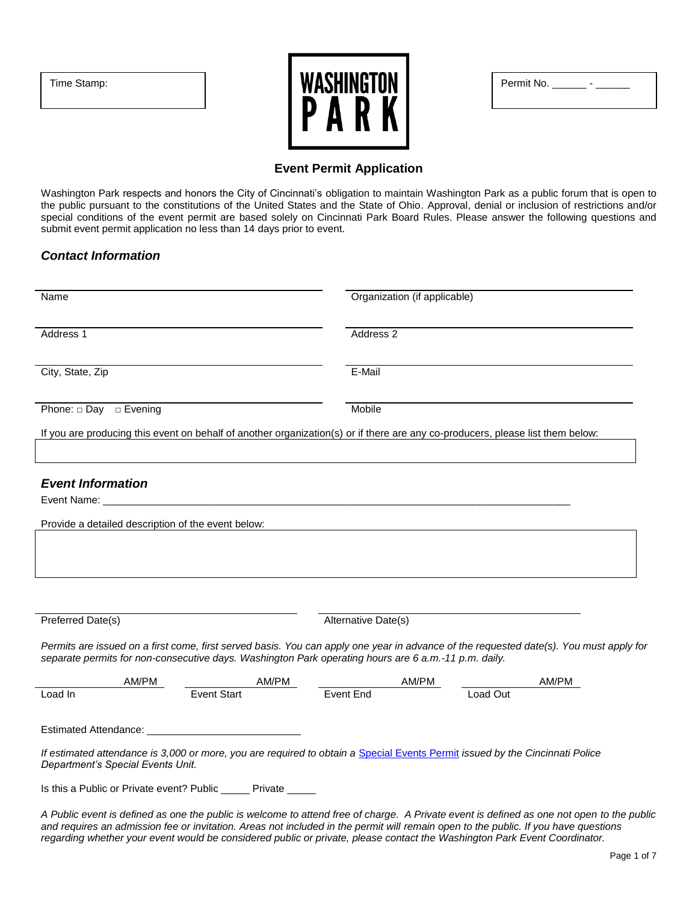Time Stamp:

WASHINGTON PARK

Permit No. ______ - ______

## Event Permit Application

Washington Park respects and honors the City of Cincinnati's obligation to maintain Washington Park as a public forum that is open to the public pursuant to the constitutions of the United States and the State of Ohio. Approval, denial or inclusion of restrictions and/or special conditions of the event permit are based solely on Cincinnati Park Board Rules. Please answer the following questions and submit event permit application no less than 14 days prior to event.

### *Contact Information*

| | |
|---|---|
| Name | Organization (if applicable) |
| Address 1 | Address 2 |
| City, State, Zip | E-Mail |
| Phone: □ Day □ Evening | Mobile |

If you are producing this event on behalf of another organization(s) or if there are any co-producers, please list them below:

### *Event Information*

Event Name: ______________________________________________________________________________

Provide a detailed description of the event below:

| | |
|---|---|
| Preferred Date(s) | Alternative Date(s) |

*Permits are issued on a first come, first served basis. You can apply one year in advance of the requested date(s). You must apply for separate permits for non-consecutive days. Washington Park operating hours are 6 a.m.-11 p.m. daily.*

| | | | |
|---|---|---|---|
| AM/PM | AM/PM | AM/PM | AM/PM |
| Load In | Event Start | Event End | Load Out |

Estimated Attendance: ___________________________

*If estimated attendance is 3,000 or more, you are required to obtain a* Special Events Permit *issued by the Cincinnati Police Department's Special Events Unit.*

Is this a Public or Private event? Public _____ Private _____

*A Public event is defined as one the public is welcome to attend free of charge. A Private event is defined as one not open to the public and requires an admission fee or invitation. Areas not included in the permit will remain open to the public. If you have questions regarding whether your event would be considered public or private, please contact the Washington Park Event Coordinator.*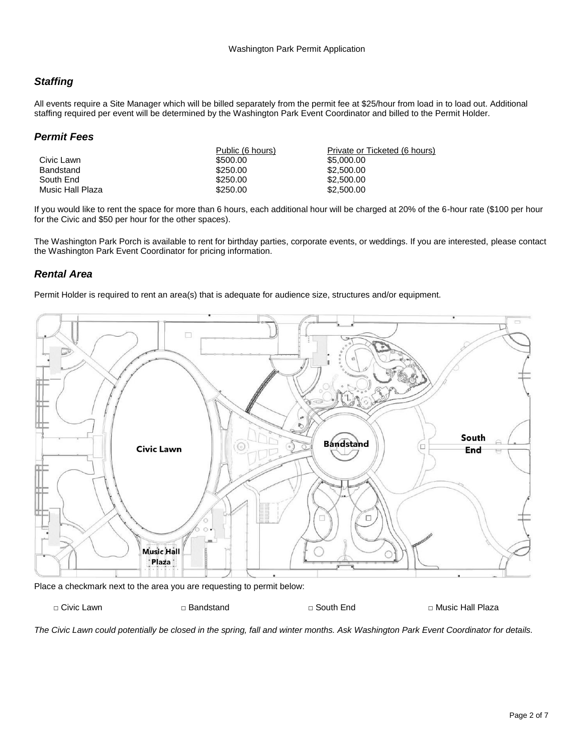## *Staffing*

All events require a Site Manager which will be billed separately from the permit fee at $25/hour from load in to load out. Additional staffing required per event will be determined by the Washington Park Event Coordinator and billed to the Permit Holder.

## *Permit Fees*

| | Public (6 hours) | Private or Ticketed (6 hours) |
|---|---|---|
| Civic Lawn | $500.00 | $5,000.00 |
| Bandstand | $250.00 | $2,500.00 |
| South End | $250.00 | $2,500.00 |
| Music Hall Plaza | $250.00 | $2,500.00 |

If you would like to rent the space for more than 6 hours, each additional hour will be charged at 20% of the 6-hour rate ($100 per hour for the Civic and $50 per hour for the other spaces).

The Washington Park Porch is available to rent for birthday parties, corporate events, or weddings. If you are interested, please contact the Washington Park Event Coordinator for pricing information.

## *Rental Area*

Permit Holder is required to rent an area(s) that is adequate for audience size, structures and/or equipment.

Civic Lawn

Bandstand

South End

Music Hall Plaza

Place a checkmark next to the area you are requesting to permit below:

□ Civic Lawn □ Bandstand □ South End □ Music Hall Plaza

*The Civic Lawn could potentially be closed in the spring, fall and winter months. Ask Washington Park Event Coordinator for details.*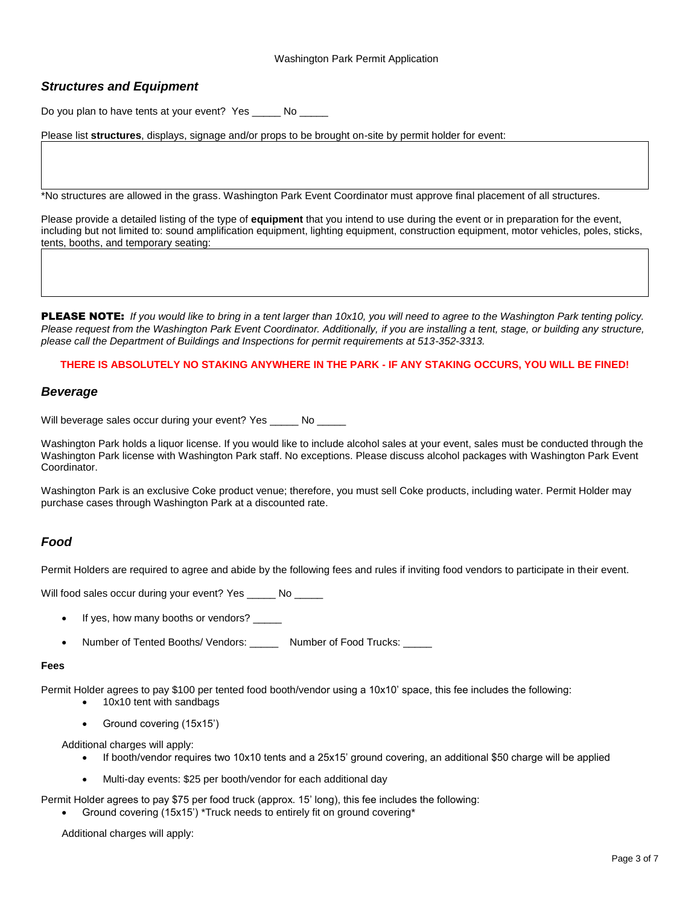## *Structures and Equipment*

Do you plan to have tents at your event? Yes _____ No _____

Please list **structures**, displays, signage and/or props to be brought on-site by permit holder for event:

| |
|---|
| |

*No structures are allowed in the grass. Washington Park Event Coordinator must approve final placement of all structures.

Please provide a detailed listing of the type of **equipment** that you intend to use during the event or in preparation for the event, including but not limited to: sound amplification equipment, lighting equipment, construction equipment, motor vehicles, poles, sticks, tents, booths, and temporary seating:

| |
|---|
| |

**PLEASE NOTE:** *If you would like to bring in a tent larger than 10x10, you will need to agree to the Washington Park tenting policy. Please request from the Washington Park Event Coordinator. Additionally, if you are installing a tent, stage, or building any structure, please call the Department of Buildings and Inspections for permit requirements at 513-352-3313.*

**THERE IS ABSOLUTELY NO STAKING ANYWHERE IN THE PARK - IF ANY STAKING OCCURS, YOU WILL BE FINED!**

## *Beverage*

Will beverage sales occur during your event? Yes _____ No _____

Washington Park holds a liquor license. If you would like to include alcohol sales at your event, sales must be conducted through the Washington Park license with Washington Park staff. No exceptions. Please discuss alcohol packages with Washington Park Event Coordinator.

Washington Park is an exclusive Coke product venue; therefore, you must sell Coke products, including water. Permit Holder may purchase cases through Washington Park at a discounted rate.

## *Food*

Permit Holders are required to agree and abide by the following fees and rules if inviting food vendors to participate in their event.

Will food sales occur during your event? Yes _____ No _____

- If yes, how many booths or vendors? _____
- Number of Tented Booths/ Vendors: _____ Number of Food Trucks: _____

**Fees**

Permit Holder agrees to pay $100 per tented food booth/vendor using a 10x10' space, this fee includes the following:

- 10x10 tent with sandbags
- Ground covering (15x15')

Additional charges will apply:

- If booth/vendor requires two 10x10 tents and a 25x15' ground covering, an additional $50 charge will be applied
- Multi-day events: $25 per booth/vendor for each additional day

Permit Holder agrees to pay $75 per food truck (approx. 15' long), this fee includes the following:

- Ground covering (15x15') *Truck needs to entirely fit on ground covering*

Additional charges will apply: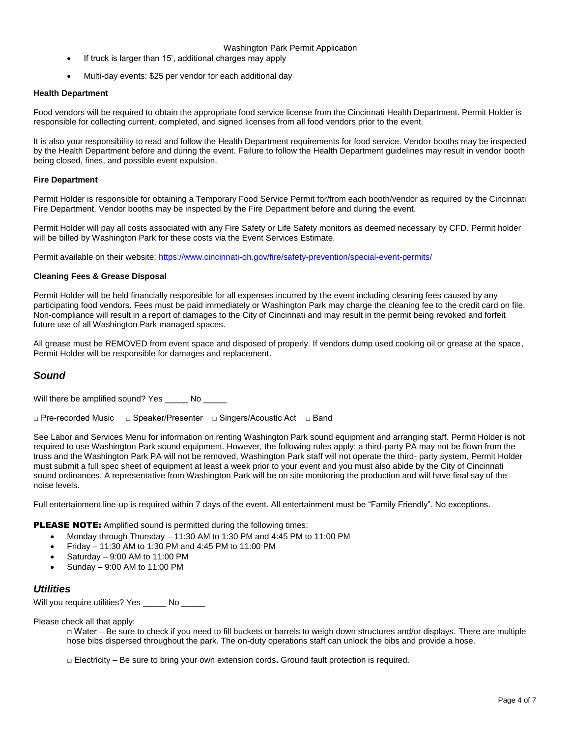- If truck is larger than 15', additional charges may apply
- Multi-day events: $25 per vendor for each additional day

**Health Department**

Food vendors will be required to obtain the appropriate food service license from the Cincinnati Health Department. Permit Holder is responsible for collecting current, completed, and signed licenses from all food vendors prior to the event.

It is also your responsibility to read and follow the Health Department requirements for food service. Vendor booths may be inspected by the Health Department before and during the event. Failure to follow the Health Department guidelines may result in vendor booth being closed, fines, and possible event expulsion.

**Fire Department**

Permit Holder is responsible for obtaining a Temporary Food Service Permit for/from each booth/vendor as required by the Cincinnati Fire Department. Vendor booths may be inspected by the Fire Department before and during the event.

Permit Holder will pay all costs associated with any Fire Safety or Life Safety monitors as deemed necessary by CFD. Permit holder will be billed by Washington Park for these costs via the Event Services Estimate.

Permit available on their website: https://www.cincinnati-oh.gov/fire/safety-prevention/special-event-permits/

**Cleaning Fees & Grease Disposal**

Permit Holder will be held financially responsible for all expenses incurred by the event including cleaning fees caused by any participating food vendors. Fees must be paid immediately or Washington Park may charge the cleaning fee to the credit card on file. Non-compliance will result in a report of damages to the City of Cincinnati and may result in the permit being revoked and forfeit future use of all Washington Park managed spaces.

All grease must be REMOVED from event space and disposed of properly. If vendors dump used cooking oil or grease at the space, Permit Holder will be responsible for damages and replacement.

## *Sound*

Will there be amplified sound? Yes _____ No _____

□ Pre-recorded Music □ Speaker/Presenter □ Singers/Acoustic Act □ Band

See Labor and Services Menu for information on renting Washington Park sound equipment and arranging staff. Permit Holder is not required to use Washington Park sound equipment. However, the following rules apply: a third-party PA may not be flown from the truss and the Washington Park PA will not be removed, Washington Park staff will not operate the third- party system, Permit Holder must submit a full spec sheet of equipment at least a week prior to your event and you must also abide by the City of Cincinnati sound ordinances. A representative from Washington Park will be on site monitoring the production and will have final say of the noise levels.

Full entertainment line-up is required within 7 days of the event. All entertainment must be "Family Friendly". No exceptions.

**PLEASE NOTE:** Amplified sound is permitted during the following times:

- Monday through Thursday – 11:30 AM to 1:30 PM and 4:45 PM to 11:00 PM
- Friday – 11:30 AM to 1:30 PM and 4:45 PM to 11:00 PM
- Saturday – 9:00 AM to 11:00 PM
- Sunday – 9:00 AM to 11:00 PM

## *Utilities*

Will you require utilities? Yes _____ No _____

Please check all that apply:

□ Water – Be sure to check if you need to fill buckets or barrels to weigh down structures and/or displays. There are multiple hose bibs dispersed throughout the park. The on-duty operations staff can unlock the bibs and provide a hose.

□ Electricity – Be sure to bring your own extension cords**.** Ground fault protection is required.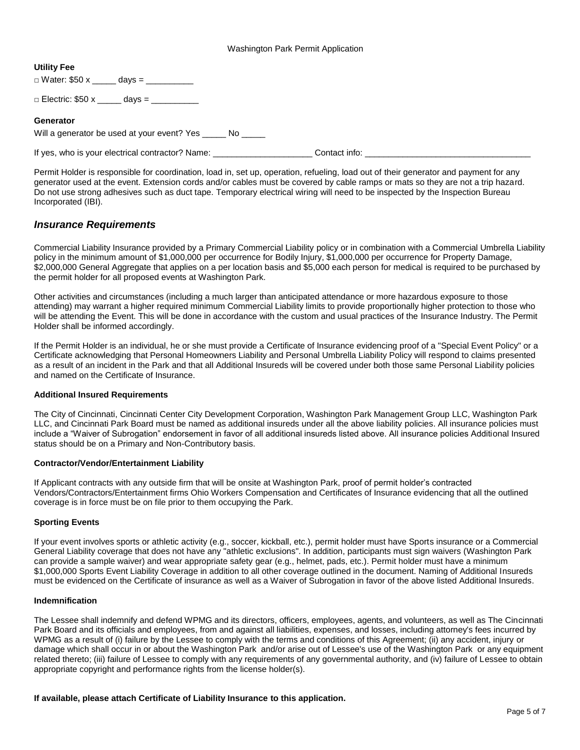**Utility Fee**

□ Water: $50 x _____ days = __________

□ Electric: $50 x _____ days = __________

**Generator**

Will a generator be used at your event? Yes _____ No _____

If yes, who is your electrical contractor? Name: _____________________ Contact info: ___________________________________

Permit Holder is responsible for coordination, load in, set up, operation, refueling, load out of their generator and payment for any generator used at the event. Extension cords and/or cables must be covered by cable ramps or mats so they are not a trip hazard. Do not use strong adhesives such as duct tape. Temporary electrical wiring will need to be inspected by the Inspection Bureau Incorporated (IBI).

## *Insurance Requirements*

Commercial Liability Insurance provided by a Primary Commercial Liability policy or in combination with a Commercial Umbrella Liability policy in the minimum amount of $1,000,000 per occurrence for Bodily Injury, $1,000,000 per occurrence for Property Damage, $2,000,000 General Aggregate that applies on a per location basis and $5,000 each person for medical is required to be purchased by the permit holder for all proposed events at Washington Park.

Other activities and circumstances (including a much larger than anticipated attendance or more hazardous exposure to those attending) may warrant a higher required minimum Commercial Liability limits to provide proportionally higher protection to those who will be attending the Event. This will be done in accordance with the custom and usual practices of the Insurance Industry. The Permit Holder shall be informed accordingly.

If the Permit Holder is an individual, he or she must provide a Certificate of Insurance evidencing proof of a "Special Event Policy" or a Certificate acknowledging that Personal Homeowners Liability and Personal Umbrella Liability Policy will respond to claims presented as a result of an incident in the Park and that all Additional Insureds will be covered under both those same Personal Liability policies and named on the Certificate of Insurance.

**Additional Insured Requirements**

The City of Cincinnati, Cincinnati Center City Development Corporation, Washington Park Management Group LLC, Washington Park LLC, and Cincinnati Park Board must be named as additional insureds under all the above liability policies. All insurance policies must include a “Waiver of Subrogation” endorsement in favor of all additional insureds listed above. All insurance policies Additional Insured status should be on a Primary and Non-Contributory basis.

**Contractor/Vendor/Entertainment Liability**

If Applicant contracts with any outside firm that will be onsite at Washington Park, proof of permit holder’s contracted Vendors/Contractors/Entertainment firms Ohio Workers Compensation and Certificates of Insurance evidencing that all the outlined coverage is in force must be on file prior to them occupying the Park.

**Sporting Events**

If your event involves sports or athletic activity (e.g., soccer, kickball, etc.), permit holder must have Sports insurance or a Commercial General Liability coverage that does not have any "athletic exclusions". In addition, participants must sign waivers (Washington Park can provide a sample waiver) and wear appropriate safety gear (e.g., helmet, pads, etc.). Permit holder must have a minimum $1,000,000 Sports Event Liability Coverage in addition to all other coverage outlined in the document. Naming of Additional Insureds must be evidenced on the Certificate of insurance as well as a Waiver of Subrogation in favor of the above listed Additional Insureds.

**Indemnification**

The Lessee shall indemnify and defend WPMG and its directors, officers, employees, agents, and volunteers, as well as The Cincinnati Park Board and its officials and employees, from and against all liabilities, expenses, and losses, including attorney's fees incurred by WPMG as a result of (i) failure by the Lessee to comply with the terms and conditions of this Agreement; (ii) any accident, injury or damage which shall occur in or about the Washington Park and/or arise out of Lessee's use of the Washington Park or any equipment related thereto; (iii) failure of Lessee to comply with any requirements of any governmental authority, and (iv) failure of Lessee to obtain appropriate copyright and performance rights from the license holder(s).

**If available, please attach Certificate of Liability Insurance to this application.**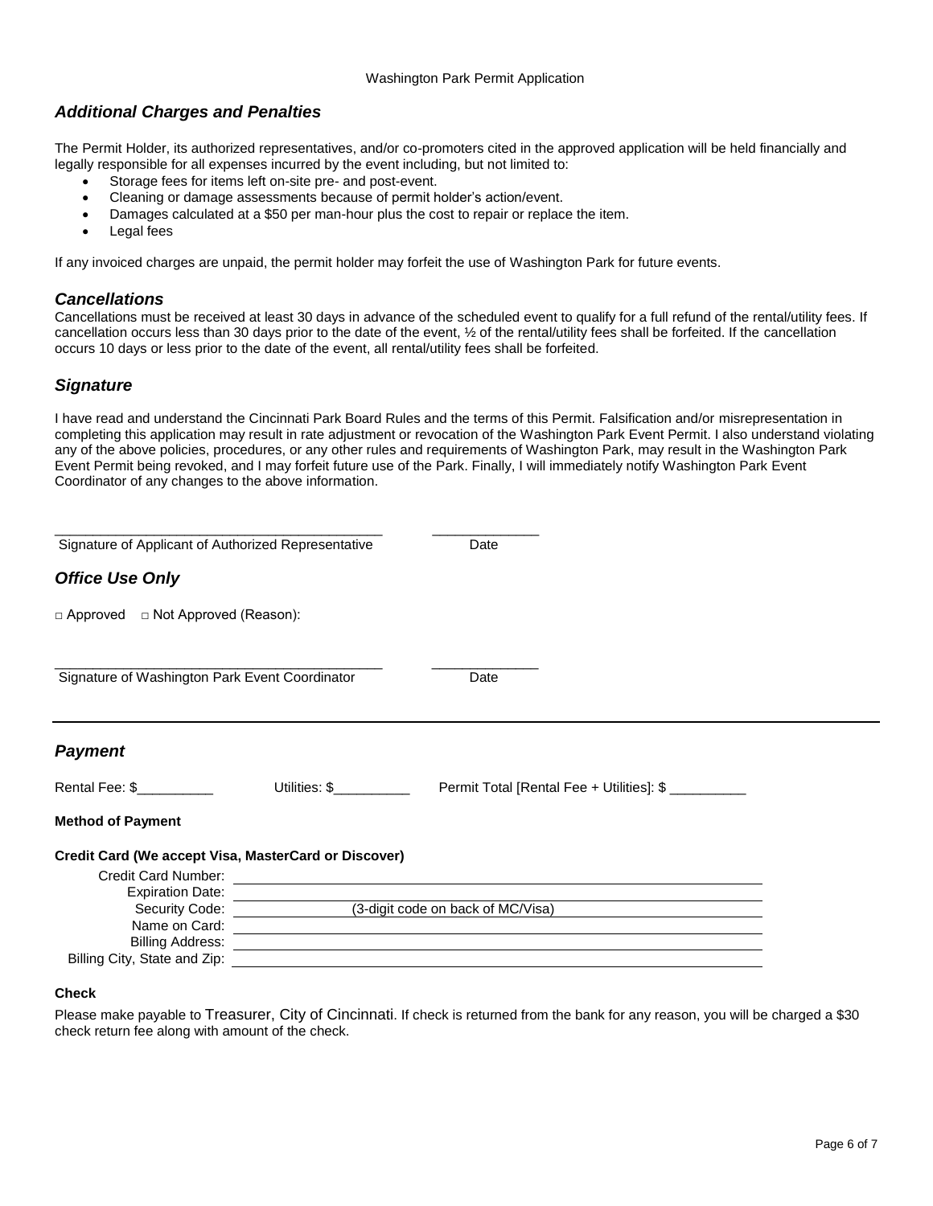## *Additional Charges and Penalties*

The Permit Holder, its authorized representatives, and/or co-promoters cited in the approved application will be held financially and legally responsible for all expenses incurred by the event including, but not limited to:

- Storage fees for items left on-site pre- and post-event.
- Cleaning or damage assessments because of permit holder's action/event.
- Damages calculated at a $50 per man-hour plus the cost to repair or replace the item.
- Legal fees

If any invoiced charges are unpaid, the permit holder may forfeit the use of Washington Park for future events.

## *Cancellations*

Cancellations must be received at least 30 days in advance of the scheduled event to qualify for a full refund of the rental/utility fees. If cancellation occurs less than 30 days prior to the date of the event, ½ of the rental/utility fees shall be forfeited. If the cancellation occurs 10 days or less prior to the date of the event, all rental/utility fees shall be forfeited.

## *Signature*

I have read and understand the Cincinnati Park Board Rules and the terms of this Permit. Falsification and/or misrepresentation in completing this application may result in rate adjustment or revocation of the Washington Park Event Permit. I also understand violating any of the above policies, procedures, or any other rules and requirements of Washington Park, may result in the Washington Park Event Permit being revoked, and I may forfeit future use of the Park. Finally, I will immediately notify Washington Park Event Coordinator of any changes to the above information.

_____________________________________________ ______________
Signature of Applicant of Authorized Representative Date

## *Office Use Only*

□ Approved □ Not Approved (Reason):

_____________________________________________ ______________
Signature of Washington Park Event Coordinator Date

---

## *Payment*

Rental Fee: $__________ Utilities: $__________ Permit Total [Rental Fee + Utilities]: $ __________

**Method of Payment**

**Credit Card (We accept Visa, MasterCard or Discover)**

Credit Card Number: ________________________________________________
Expiration Date: ________________________________________________
Security Code: ______________ (3-digit code on back of MC/Visa)
Name on Card: ________________________________________________
Billing Address: ________________________________________________
Billing City, State and Zip: ________________________________________________

**Check**

Please make payable to Treasurer, City of Cincinnati. If check is returned from the bank for any reason, you will be charged a $30 check return fee along with amount of the check.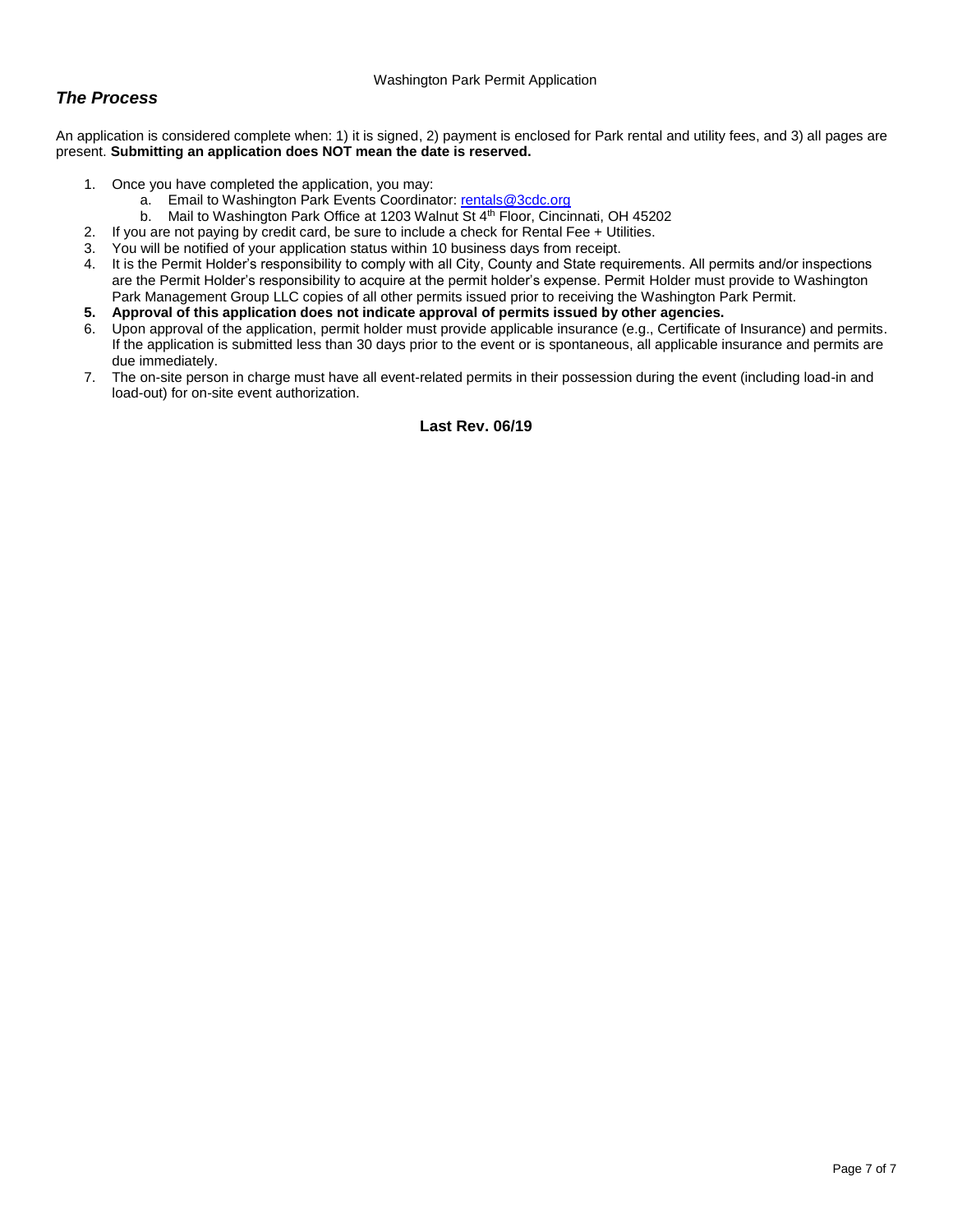## *The Process*

An application is considered complete when: 1) it is signed, 2) payment is enclosed for Park rental and utility fees, and 3) all pages are present. **Submitting an application does NOT mean the date is reserved.**

1. Once you have completed the application, you may:
   a. Email to Washington Park Events Coordinator: [rentals@3cdc.org](mailto:rentals@3cdc.org)
   b. Mail to Washington Park Office at 1203 Walnut St 4th Floor, Cincinnati, OH 45202
2. If you are not paying by credit card, be sure to include a check for Rental Fee + Utilities.
3. You will be notified of your application status within 10 business days from receipt.
4. It is the Permit Holder's responsibility to comply with all City, County and State requirements. All permits and/or inspections are the Permit Holder's responsibility to acquire at the permit holder's expense. Permit Holder must provide to Washington Park Management Group LLC copies of all other permits issued prior to receiving the Washington Park Permit.
5. **Approval of this application does not indicate approval of permits issued by other agencies.**
6. Upon approval of the application, permit holder must provide applicable insurance (e.g., Certificate of Insurance) and permits. If the application is submitted less than 30 days prior to the event or is spontaneous, all applicable insurance and permits are due immediately.
7. The on-site person in charge must have all event-related permits in their possession during the event (including load-in and load-out) for on-site event authorization.

**Last Rev. 06/19**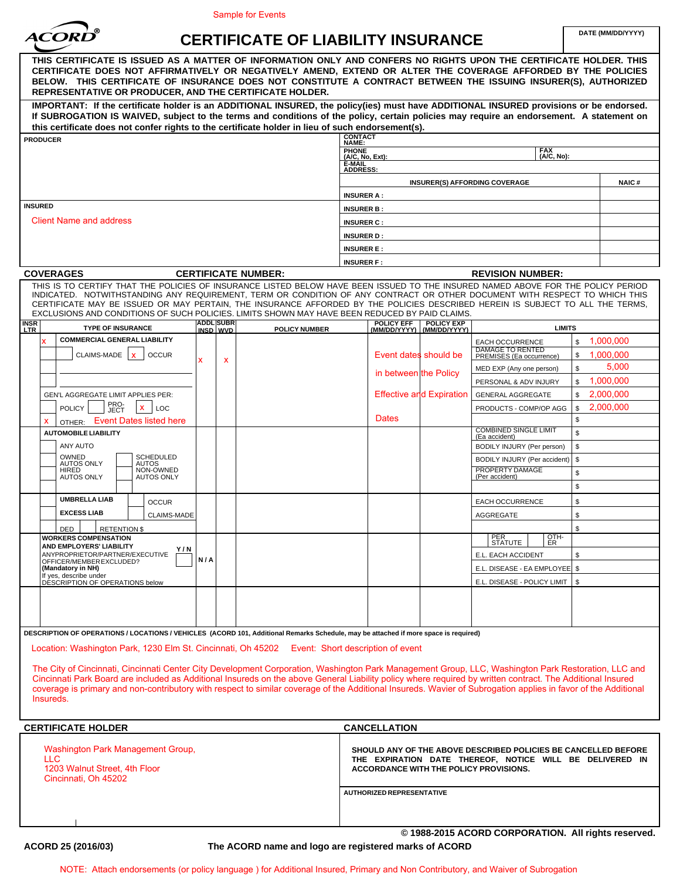Sample for Events

**ACORD®**

# CERTIFICATE OF LIABILITY INSURANCE

DATE (MM/DD/YYYY)

**THIS CERTIFICATE IS ISSUED AS A MATTER OF INFORMATION ONLY AND CONFERS NO RIGHTS UPON THE CERTIFICATE HOLDER. THIS CERTIFICATE DOES NOT AFFIRMATIVELY OR NEGATIVELY AMEND, EXTEND OR ALTER THE COVERAGE AFFORDED BY THE POLICIES BELOW. THIS CERTIFICATE OF INSURANCE DOES NOT CONSTITUTE A CONTRACT BETWEEN THE ISSUING INSURER(S), AUTHORIZED REPRESENTATIVE OR PRODUCER, AND THE CERTIFICATE HOLDER.**

**IMPORTANT: If the certificate holder is an ADDITIONAL INSURED, the policy(ies) must have ADDITIONAL INSURED provisions or be endorsed. If SUBROGATION IS WAIVED, subject to the terms and conditions of the policy, certain policies may require an endorsement. A statement on this certificate does not confer rights to the certificate holder in lieu of such endorsement(s).**

| | | | |
|---|---|---|---|
| **PRODUCER** | CONTACT NAME: | | |
| | PHONE (A/C, No, Ext): | FAX (A/C, No): | |
| | E-MAIL ADDRESS: | | |
| | **INSURER(S) AFFORDING COVERAGE** | | **NAIC #** |
| | INSURER A : | | |
| **INSURED** | INSURER B : | | |
| Client Name and address | INSURER C : | | |
| | INSURER D : | | |
| | INSURER E : | | |
| | INSURER F : | | |

**COVERAGES** **CERTIFICATE NUMBER:** **REVISION NUMBER:**

THIS IS TO CERTIFY THAT THE POLICIES OF INSURANCE LISTED BELOW HAVE BEEN ISSUED TO THE INSURED NAMED ABOVE FOR THE POLICY PERIOD INDICATED. NOTWITHSTANDING ANY REQUIREMENT, TERM OR CONDITION OF ANY CONTRACT OR OTHER DOCUMENT WITH RESPECT TO WHICH THIS CERTIFICATE MAY BE ISSUED OR MAY PERTAIN, THE INSURANCE AFFORDED BY THE POLICIES DESCRIBED HEREIN IS SUBJECT TO ALL THE TERMS, EXCLUSIONS AND CONDITIONS OF SUCH POLICIES. LIMITS SHOWN MAY HAVE BEEN REDUCED BY PAID CLAIMS.

| INSR LTR | TYPE OF INSURANCE | ADDL INSD | SUBR WVD | POLICY NUMBER | POLICY EFF (MM/DD/YYYY) | POLICY EXP (MM/DD/YYYY) | LIMITS | |
|---|---|---|---|---|---|---|---|---|
| | x COMMERCIAL GENERAL LIABILITY | | | | Event dates should be | | EACH OCCURRENCE | $ 1,000,000 |
| | CLAIMS-MADE x OCCUR | x | x | | in between the Policy | | DAMAGE TO RENTED PREMISES (Ea occurrence) | $ 1,000,000 |
| | | | | | Effective and Expiration | | MED EXP (Any one person) | $ 5,000 |
| | | | | | Dates | | PERSONAL & ADV INJURY | $ 1,000,000 |
| | GEN'L AGGREGATE LIMIT APPLIES PER: | | | | | | GENERAL AGGREGATE | $ 2,000,000 |
| | POLICY PRO-JECT x LOC | | | | | | PRODUCTS - COMP/OP AGG | $ 2,000,000 |
| | x OTHER: Event Dates listed here | | | | | | | $ |
| | **AUTOMOBILE LIABILITY** | | | | | | COMBINED SINGLE LIMIT (Ea accident) | $ |
| | ANY AUTO | | | | | | BODILY INJURY (Per person) | $ |
| | OWNED AUTOS ONLY / SCHEDULED AUTOS | | | | | | BODILY INJURY (Per accident) | $ |
| | HIRED AUTOS ONLY / NON-OWNED AUTOS ONLY | | | | | | PROPERTY DAMAGE (Per accident) | $ |
| | | | | | | | | $ |
| | **UMBRELLA LIAB** OCCUR | | | | | | EACH OCCURRENCE | $ |
| | **EXCESS LIAB** CLAIMS-MADE | | | | | | AGGREGATE | $ |
| | DED RETENTION $ | | | | | | | $ |
| | **WORKERS COMPENSATION AND EMPLOYERS' LIABILITY** Y/N | | | | | | PER STATUTE / OTH-ER | |
| | ANYPROPRIETOR/PARTNER/EXECUTIVE OFFICER/MEMBER EXCLUDED? **(Mandatory in NH)** | N/A | | | | | E.L. EACH ACCIDENT | $ |
| | If yes, describe under DESCRIPTION OF OPERATIONS below | | | | | | E.L. DISEASE - EA EMPLOYEE | $ |
| | | | | | | | E.L. DISEASE - POLICY LIMIT | $ |

**DESCRIPTION OF OPERATIONS / LOCATIONS / VEHICLES (ACORD 101, Additional Remarks Schedule, may be attached if more space is required)**

Location: Washington Park, 1230 Elm St. Cincinnati, Oh 45202 Event: Short description of event

The City of Cincinnati, Cincinnati Center City Development Corporation, Washington Park Management Group, LLC, Washington Park Restoration, LLC and Cincinnati Park Board are included as Additional Insureds on the above General Liability policy where required by written contract. The Additional Insured coverage is primary and non-contributory with respect to similar coverage of the Additional Insureds. Wavier of Subrogation applies in favor of the Additional Insureds.

| **CERTIFICATE HOLDER** | **CANCELLATION** |
|---|---|
| Washington Park Management Group, LLC<br>1203 Walnut Street, 4th Floor<br>Cincinnati, Oh 45202 | **SHOULD ANY OF THE ABOVE DESCRIBED POLICIES BE CANCELLED BEFORE THE EXPIRATION DATE THEREOF, NOTICE WILL BE DELIVERED IN ACCORDANCE WITH THE POLICY PROVISIONS.** |
| | **AUTHORIZED REPRESENTATIVE** |

**© 1988-2015 ACORD CORPORATION. All rights reserved.**

**ACORD 25 (2016/03)** **The ACORD name and logo are registered marks of ACORD**

NOTE: Attach endorsements (or policy language ) for Additional Insured, Primary and Non Contributory, and Waiver of Subrogation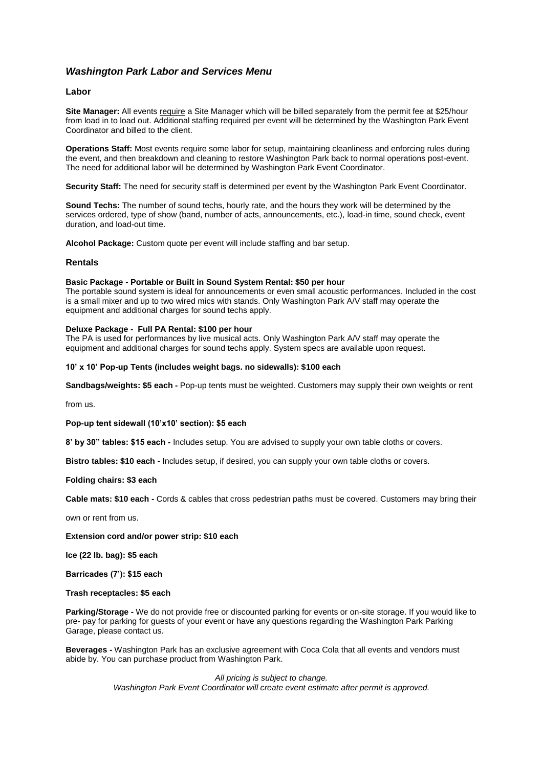## *Washington Park Labor and Services Menu*

### Labor

**Site Manager:** All events require a Site Manager which will be billed separately from the permit fee at $25/hour from load in to load out. Additional staffing required per event will be determined by the Washington Park Event Coordinator and billed to the client.

**Operations Staff:** Most events require some labor for setup, maintaining cleanliness and enforcing rules during the event, and then breakdown and cleaning to restore Washington Park back to normal operations post-event. The need for additional labor will be determined by Washington Park Event Coordinator.

**Security Staff:** The need for security staff is determined per event by the Washington Park Event Coordinator.

**Sound Techs:** The number of sound techs, hourly rate, and the hours they work will be determined by the services ordered, type of show (band, number of acts, announcements, etc.), load-in time, sound check, event duration, and load-out time.

**Alcohol Package:** Custom quote per event will include staffing and bar setup.

### Rentals

**Basic Package - Portable or Built in Sound System Rental: $50 per hour**
The portable sound system is ideal for announcements or even small acoustic performances. Included in the cost is a small mixer and up to two wired mics with stands. Only Washington Park A/V staff may operate the equipment and additional charges for sound techs apply.

**Deluxe Package - Full PA Rental: $100 per hour**
The PA is used for performances by live musical acts. Only Washington Park A/V staff may operate the equipment and additional charges for sound techs apply. System specs are available upon request.

**10' x 10' Pop-up Tents (includes weight bags. no sidewalls): $100 each**

**Sandbags/weights: $5 each -** Pop-up tents must be weighted. Customers may supply their own weights or rent from us.

**Pop-up tent sidewall (10'x10' section): $5 each**

**8' by 30" tables: $15 each -** Includes setup. You are advised to supply your own table cloths or covers.

**Bistro tables: $10 each -** Includes setup, if desired, you can supply your own table cloths or covers.

**Folding chairs: $3 each**

**Cable mats: $10 each -** Cords & cables that cross pedestrian paths must be covered. Customers may bring their own or rent from us.

**Extension cord and/or power strip: $10 each**

**Ice (22 lb. bag): $5 each**

**Barricades (7'): $15 each**

**Trash receptacles: $5 each**

**Parking/Storage -** We do not provide free or discounted parking for events or on-site storage. If you would like to pre- pay for parking for guests of your event or have any questions regarding the Washington Park Parking Garage, please contact us.

**Beverages -** Washington Park has an exclusive agreement with Coca Cola that all events and vendors must abide by. You can purchase product from Washington Park.

*All pricing is subject to change.*
*Washington Park Event Coordinator will create event estimate after permit is approved.*